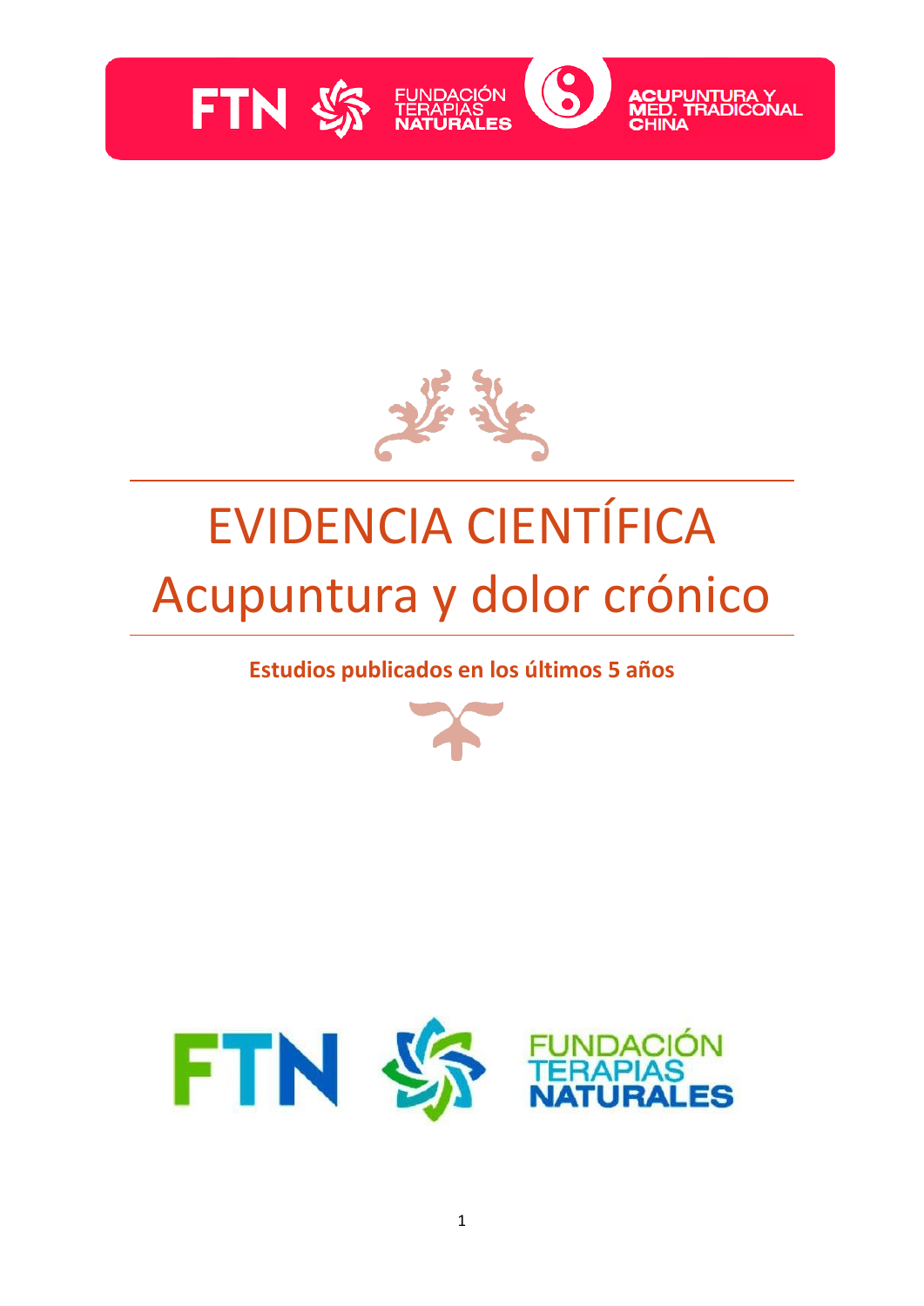FTN FUNDACIÓN TERAPIAS NATURALES — ACUPUNTURA Y MED. TRADICONAL CHINA

# EVIDENCIA CIENTÍFICA
# Acupuntura y dolor crónico

**Estudios publicados en los últimos 5 años**

FTN FUNDACIÓN TERAPIAS NATURALES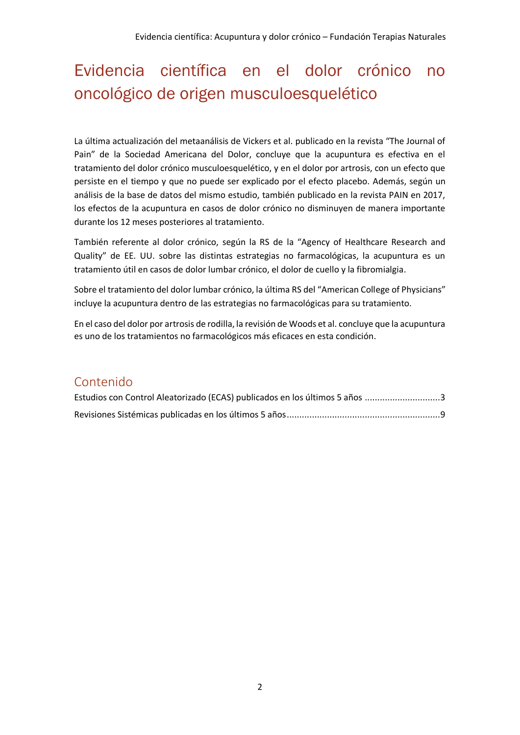# Evidencia científica en el dolor crónico no oncológico de origen musculoesquelético

La última actualización del metaanálisis de Vickers et al. publicado en la revista "The Journal of Pain" de la Sociedad Americana del Dolor, concluye que la acupuntura es efectiva en el tratamiento del dolor crónico musculoesquelético, y en el dolor por artrosis, con un efecto que persiste en el tiempo y que no puede ser explicado por el efecto placebo. Además, según un análisis de la base de datos del mismo estudio, también publicado en la revista PAIN en 2017, los efectos de la acupuntura en casos de dolor crónico no disminuyen de manera importante durante los 12 meses posteriores al tratamiento.

También referente al dolor crónico, según la RS de la "Agency of Healthcare Research and Quality" de EE. UU. sobre las distintas estrategias no farmacológicas, la acupuntura es un tratamiento útil en casos de dolor lumbar crónico, el dolor de cuello y la fibromialgia.

Sobre el tratamiento del dolor lumbar crónico, la última RS del "American College of Physicians" incluye la acupuntura dentro de las estrategias no farmacológicas para su tratamiento.

En el caso del dolor por artrosis de rodilla, la revisión de Woods et al. concluye que la acupuntura es uno de los tratamientos no farmacológicos más eficaces en esta condición.

## Contenido

Estudios con Control Aleatorizado (ECAS) publicados en los últimos 5 años .............................3

Revisiones Sistémicas publicadas en los últimos 5 años ............................................................9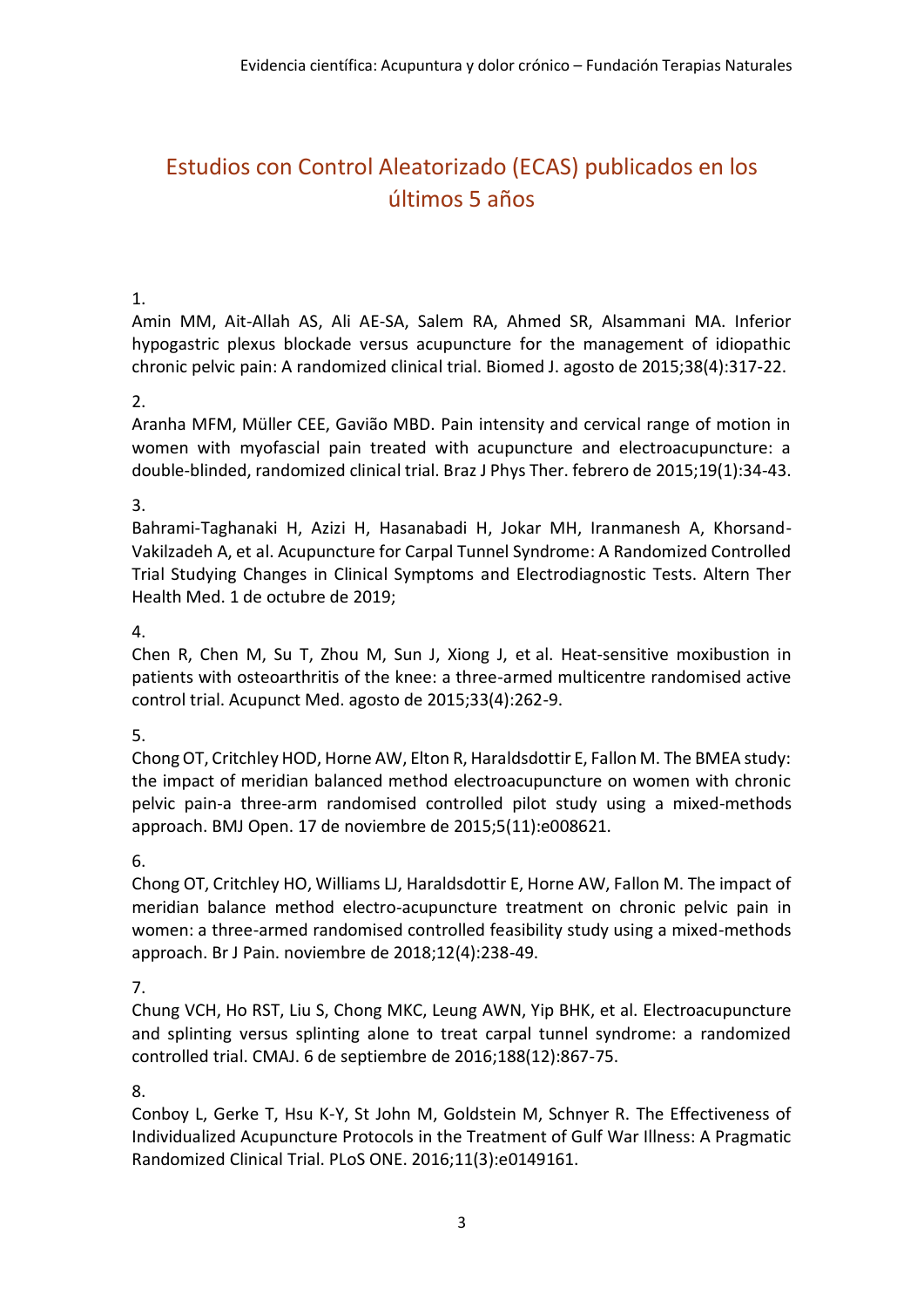## Estudios con Control Aleatorizado (ECAS) publicados en los últimos 5 años

1.
Amin MM, Ait-Allah AS, Ali AE-SA, Salem RA, Ahmed SR, Alsammani MA. Inferior hypogastric plexus blockade versus acupuncture for the management of idiopathic chronic pelvic pain: A randomized clinical trial. Biomed J. agosto de 2015;38(4):317-22.

2.
Aranha MFM, Müller CEE, Gavião MBD. Pain intensity and cervical range of motion in women with myofascial pain treated with acupuncture and electroacupuncture: a double-blinded, randomized clinical trial. Braz J Phys Ther. febrero de 2015;19(1):34-43.

3.
Bahrami-Taghanaki H, Azizi H, Hasanabadi H, Jokar MH, Iranmanesh A, Khorsand-Vakilzadeh A, et al. Acupuncture for Carpal Tunnel Syndrome: A Randomized Controlled Trial Studying Changes in Clinical Symptoms and Electrodiagnostic Tests. Altern Ther Health Med. 1 de octubre de 2019;

4.
Chen R, Chen M, Su T, Zhou M, Sun J, Xiong J, et al. Heat-sensitive moxibustion in patients with osteoarthritis of the knee: a three-armed multicentre randomised active control trial. Acupunct Med. agosto de 2015;33(4):262-9.

5.
Chong OT, Critchley HOD, Horne AW, Elton R, Haraldsdottir E, Fallon M. The BMEA study: the impact of meridian balanced method electroacupuncture on women with chronic pelvic pain-a three-arm randomised controlled pilot study using a mixed-methods approach. BMJ Open. 17 de noviembre de 2015;5(11):e008621.

6.
Chong OT, Critchley HO, Williams LJ, Haraldsdottir E, Horne AW, Fallon M. The impact of meridian balance method electro-acupuncture treatment on chronic pelvic pain in women: a three-armed randomised controlled feasibility study using a mixed-methods approach. Br J Pain. noviembre de 2018;12(4):238-49.

7.
Chung VCH, Ho RST, Liu S, Chong MKC, Leung AWN, Yip BHK, et al. Electroacupuncture and splinting versus splinting alone to treat carpal tunnel syndrome: a randomized controlled trial. CMAJ. 6 de septiembre de 2016;188(12):867-75.

8.
Conboy L, Gerke T, Hsu K-Y, St John M, Goldstein M, Schnyer R. The Effectiveness of Individualized Acupuncture Protocols in the Treatment of Gulf War Illness: A Pragmatic Randomized Clinical Trial. PLoS ONE. 2016;11(3):e0149161.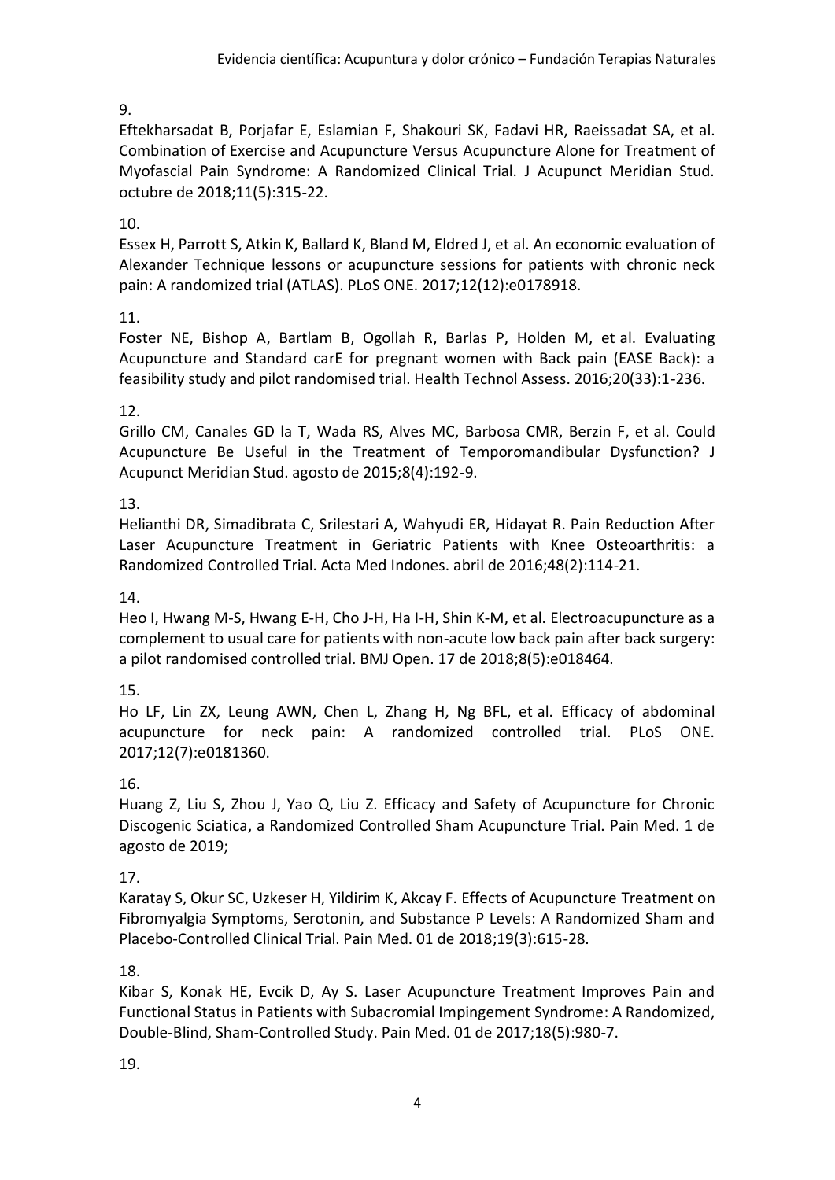9.

Eftekharsadat B, Porjafar E, Eslamian F, Shakouri SK, Fadavi HR, Raeissadat SA, et al. Combination of Exercise and Acupuncture Versus Acupuncture Alone for Treatment of Myofascial Pain Syndrome: A Randomized Clinical Trial. J Acupunct Meridian Stud. octubre de 2018;11(5):315-22.

10.

Essex H, Parrott S, Atkin K, Ballard K, Bland M, Eldred J, et al. An economic evaluation of Alexander Technique lessons or acupuncture sessions for patients with chronic neck pain: A randomized trial (ATLAS). PLoS ONE. 2017;12(12):e0178918.

11.

Foster NE, Bishop A, Bartlam B, Ogollah R, Barlas P, Holden M, et al. Evaluating Acupuncture and Standard carE for pregnant women with Back pain (EASE Back): a feasibility study and pilot randomised trial. Health Technol Assess. 2016;20(33):1-236.

12.

Grillo CM, Canales GD la T, Wada RS, Alves MC, Barbosa CMR, Berzin F, et al. Could Acupuncture Be Useful in the Treatment of Temporomandibular Dysfunction? J Acupunct Meridian Stud. agosto de 2015;8(4):192-9.

13.

Helianthi DR, Simadibrata C, Srilestari A, Wahyudi ER, Hidayat R. Pain Reduction After Laser Acupuncture Treatment in Geriatric Patients with Knee Osteoarthritis: a Randomized Controlled Trial. Acta Med Indones. abril de 2016;48(2):114-21.

14.

Heo I, Hwang M-S, Hwang E-H, Cho J-H, Ha I-H, Shin K-M, et al. Electroacupuncture as a complement to usual care for patients with non-acute low back pain after back surgery: a pilot randomised controlled trial. BMJ Open. 17 de 2018;8(5):e018464.

15.

Ho LF, Lin ZX, Leung AWN, Chen L, Zhang H, Ng BFL, et al. Efficacy of abdominal acupuncture for neck pain: A randomized controlled trial. PLoS ONE. 2017;12(7):e0181360.

16.

Huang Z, Liu S, Zhou J, Yao Q, Liu Z. Efficacy and Safety of Acupuncture for Chronic Discogenic Sciatica, a Randomized Controlled Sham Acupuncture Trial. Pain Med. 1 de agosto de 2019;

17.

Karatay S, Okur SC, Uzkeser H, Yildirim K, Akcay F. Effects of Acupuncture Treatment on Fibromyalgia Symptoms, Serotonin, and Substance P Levels: A Randomized Sham and Placebo-Controlled Clinical Trial. Pain Med. 01 de 2018;19(3):615-28.

18.

Kibar S, Konak HE, Evcik D, Ay S. Laser Acupuncture Treatment Improves Pain and Functional Status in Patients with Subacromial Impingement Syndrome: A Randomized, Double-Blind, Sham-Controlled Study. Pain Med. 01 de 2017;18(5):980-7.

19.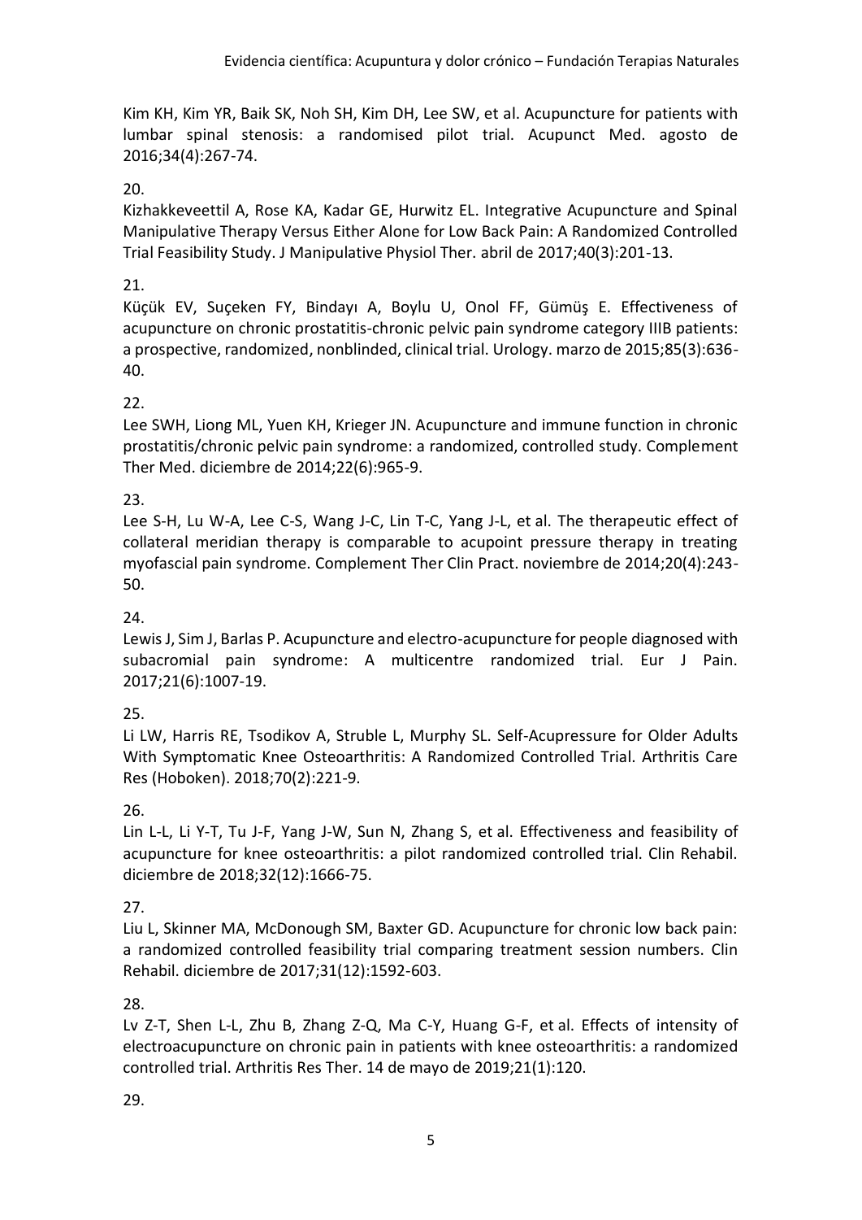Kim KH, Kim YR, Baik SK, Noh SH, Kim DH, Lee SW, et al. Acupuncture for patients with lumbar spinal stenosis: a randomised pilot trial. Acupunct Med. agosto de 2016;34(4):267-74.

20.
Kizhakkeveettil A, Rose KA, Kadar GE, Hurwitz EL. Integrative Acupuncture and Spinal Manipulative Therapy Versus Either Alone for Low Back Pain: A Randomized Controlled Trial Feasibility Study. J Manipulative Physiol Ther. abril de 2017;40(3):201-13.

21.
Küçük EV, Suçeken FY, Bindayı A, Boylu U, Onol FF, Gümüş E. Effectiveness of acupuncture on chronic prostatitis-chronic pelvic pain syndrome category IIIB patients: a prospective, randomized, nonblinded, clinical trial. Urology. marzo de 2015;85(3):636-40.

22.
Lee SWH, Liong ML, Yuen KH, Krieger JN. Acupuncture and immune function in chronic prostatitis/chronic pelvic pain syndrome: a randomized, controlled study. Complement Ther Med. diciembre de 2014;22(6):965-9.

23.
Lee S-H, Lu W-A, Lee C-S, Wang J-C, Lin T-C, Yang J-L, et al. The therapeutic effect of collateral meridian therapy is comparable to acupoint pressure therapy in treating myofascial pain syndrome. Complement Ther Clin Pract. noviembre de 2014;20(4):243-50.

24.
Lewis J, Sim J, Barlas P. Acupuncture and electro-acupuncture for people diagnosed with subacromial pain syndrome: A multicentre randomized trial. Eur J Pain. 2017;21(6):1007-19.

25.
Li LW, Harris RE, Tsodikov A, Struble L, Murphy SL. Self-Acupressure for Older Adults With Symptomatic Knee Osteoarthritis: A Randomized Controlled Trial. Arthritis Care Res (Hoboken). 2018;70(2):221-9.

26.
Lin L-L, Li Y-T, Tu J-F, Yang J-W, Sun N, Zhang S, et al. Effectiveness and feasibility of acupuncture for knee osteoarthritis: a pilot randomized controlled trial. Clin Rehabil. diciembre de 2018;32(12):1666-75.

27.
Liu L, Skinner MA, McDonough SM, Baxter GD. Acupuncture for chronic low back pain: a randomized controlled feasibility trial comparing treatment session numbers. Clin Rehabil. diciembre de 2017;31(12):1592-603.

28.
Lv Z-T, Shen L-L, Zhu B, Zhang Z-Q, Ma C-Y, Huang G-F, et al. Effects of intensity of electroacupuncture on chronic pain in patients with knee osteoarthritis: a randomized controlled trial. Arthritis Res Ther. 14 de mayo de 2019;21(1):120.

29.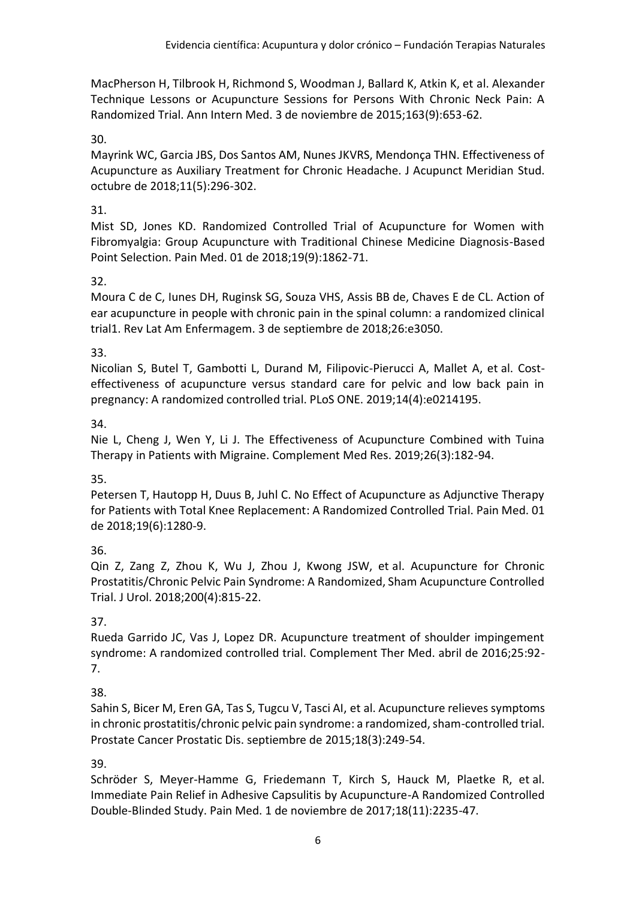MacPherson H, Tilbrook H, Richmond S, Woodman J, Ballard K, Atkin K, et al. Alexander Technique Lessons or Acupuncture Sessions for Persons With Chronic Neck Pain: A Randomized Trial. Ann Intern Med. 3 de noviembre de 2015;163(9):653-62.

30.

Mayrink WC, Garcia JBS, Dos Santos AM, Nunes JKVRS, Mendonça THN. Effectiveness of Acupuncture as Auxiliary Treatment for Chronic Headache. J Acupunct Meridian Stud. octubre de 2018;11(5):296-302.

31.

Mist SD, Jones KD. Randomized Controlled Trial of Acupuncture for Women with Fibromyalgia: Group Acupuncture with Traditional Chinese Medicine Diagnosis-Based Point Selection. Pain Med. 01 de 2018;19(9):1862-71.

32.

Moura C de C, Iunes DH, Ruginsk SG, Souza VHS, Assis BB de, Chaves E de CL. Action of ear acupuncture in people with chronic pain in the spinal column: a randomized clinical trial1. Rev Lat Am Enfermagem. 3 de septiembre de 2018;26:e3050.

33.

Nicolian S, Butel T, Gambotti L, Durand M, Filipovic-Pierucci A, Mallet A, et al. Cost-effectiveness of acupuncture versus standard care for pelvic and low back pain in pregnancy: A randomized controlled trial. PLoS ONE. 2019;14(4):e0214195.

34.

Nie L, Cheng J, Wen Y, Li J. The Effectiveness of Acupuncture Combined with Tuina Therapy in Patients with Migraine. Complement Med Res. 2019;26(3):182-94.

35.

Petersen T, Hautopp H, Duus B, Juhl C. No Effect of Acupuncture as Adjunctive Therapy for Patients with Total Knee Replacement: A Randomized Controlled Trial. Pain Med. 01 de 2018;19(6):1280-9.

36.

Qin Z, Zang Z, Zhou K, Wu J, Zhou J, Kwong JSW, et al. Acupuncture for Chronic Prostatitis/Chronic Pelvic Pain Syndrome: A Randomized, Sham Acupuncture Controlled Trial. J Urol. 2018;200(4):815-22.

37.

Rueda Garrido JC, Vas J, Lopez DR. Acupuncture treatment of shoulder impingement syndrome: A randomized controlled trial. Complement Ther Med. abril de 2016;25:92-7.

38.

Sahin S, Bicer M, Eren GA, Tas S, Tugcu V, Tasci AI, et al. Acupuncture relieves symptoms in chronic prostatitis/chronic pelvic pain syndrome: a randomized, sham-controlled trial. Prostate Cancer Prostatic Dis. septiembre de 2015;18(3):249-54.

39.

Schröder S, Meyer-Hamme G, Friedemann T, Kirch S, Hauck M, Plaetke R, et al. Immediate Pain Relief in Adhesive Capsulitis by Acupuncture-A Randomized Controlled Double-Blinded Study. Pain Med. 1 de noviembre de 2017;18(11):2235-47.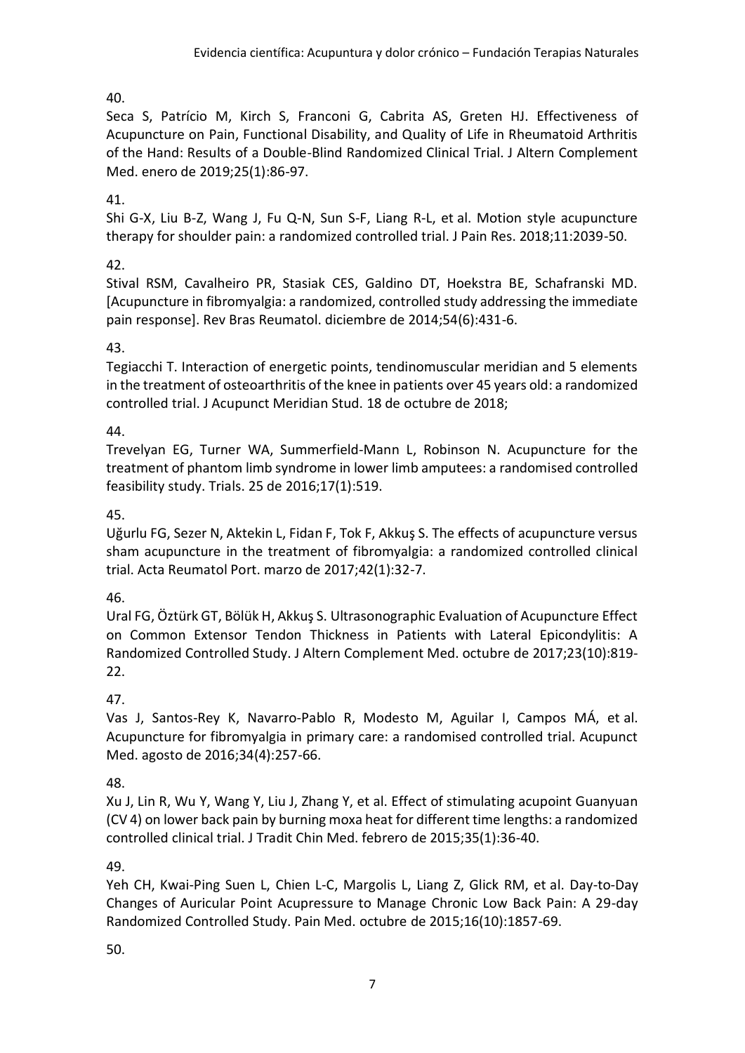40.

Seca S, Patrício M, Kirch S, Franconi G, Cabrita AS, Greten HJ. Effectiveness of Acupuncture on Pain, Functional Disability, and Quality of Life in Rheumatoid Arthritis of the Hand: Results of a Double-Blind Randomized Clinical Trial. J Altern Complement Med. enero de 2019;25(1):86-97.

41.

Shi G-X, Liu B-Z, Wang J, Fu Q-N, Sun S-F, Liang R-L, et al. Motion style acupuncture therapy for shoulder pain: a randomized controlled trial. J Pain Res. 2018;11:2039-50.

42.

Stival RSM, Cavalheiro PR, Stasiak CES, Galdino DT, Hoekstra BE, Schafranski MD. [Acupuncture in fibromyalgia: a randomized, controlled study addressing the immediate pain response]. Rev Bras Reumatol. diciembre de 2014;54(6):431-6.

43.

Tegiacchi T. Interaction of energetic points, tendinomuscular meridian and 5 elements in the treatment of osteoarthritis of the knee in patients over 45 years old: a randomized controlled trial. J Acupunct Meridian Stud. 18 de octubre de 2018;

44.

Trevelyan EG, Turner WA, Summerfield-Mann L, Robinson N. Acupuncture for the treatment of phantom limb syndrome in lower limb amputees: a randomised controlled feasibility study. Trials. 25 de 2016;17(1):519.

45.

Uğurlu FG, Sezer N, Aktekin L, Fidan F, Tok F, Akkuş S. The effects of acupuncture versus sham acupuncture in the treatment of fibromyalgia: a randomized controlled clinical trial. Acta Reumatol Port. marzo de 2017;42(1):32-7.

46.

Ural FG, Öztürk GT, Bölük H, Akkuş S. Ultrasonographic Evaluation of Acupuncture Effect on Common Extensor Tendon Thickness in Patients with Lateral Epicondylitis: A Randomized Controlled Study. J Altern Complement Med. octubre de 2017;23(10):819-22.

47.

Vas J, Santos-Rey K, Navarro-Pablo R, Modesto M, Aguilar I, Campos MÁ, et al. Acupuncture for fibromyalgia in primary care: a randomised controlled trial. Acupunct Med. agosto de 2016;34(4):257-66.

48.

Xu J, Lin R, Wu Y, Wang Y, Liu J, Zhang Y, et al. Effect of stimulating acupoint Guanyuan (CV 4) on lower back pain by burning moxa heat for different time lengths: a randomized controlled clinical trial. J Tradit Chin Med. febrero de 2015;35(1):36-40.

49.

Yeh CH, Kwai-Ping Suen L, Chien L-C, Margolis L, Liang Z, Glick RM, et al. Day-to-Day Changes of Auricular Point Acupressure to Manage Chronic Low Back Pain: A 29-day Randomized Controlled Study. Pain Med. octubre de 2015;16(10):1857-69.

50.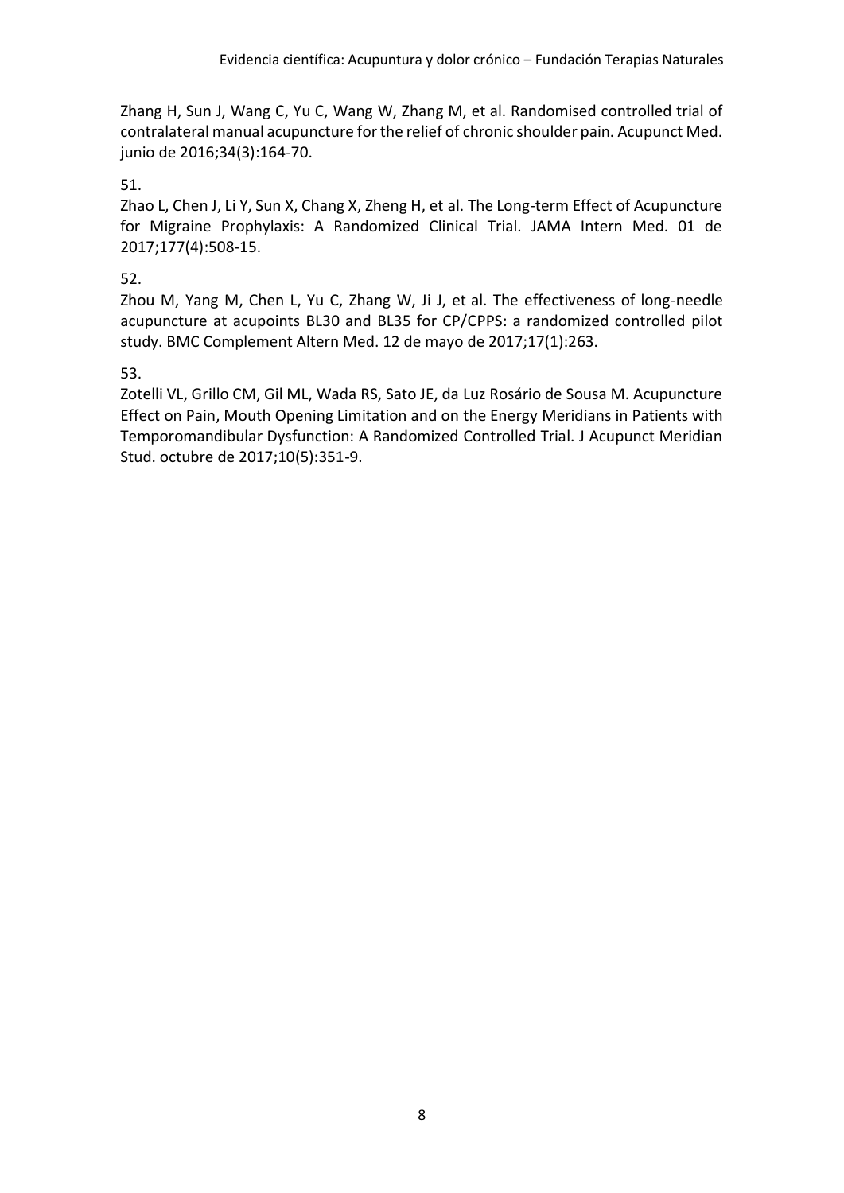Zhang H, Sun J, Wang C, Yu C, Wang W, Zhang M, et al. Randomised controlled trial of contralateral manual acupuncture for the relief of chronic shoulder pain. Acupunct Med. junio de 2016;34(3):164-70.

51.

Zhao L, Chen J, Li Y, Sun X, Chang X, Zheng H, et al. The Long-term Effect of Acupuncture for Migraine Prophylaxis: A Randomized Clinical Trial. JAMA Intern Med. 01 de 2017;177(4):508-15.

52.

Zhou M, Yang M, Chen L, Yu C, Zhang W, Ji J, et al. The effectiveness of long-needle acupuncture at acupoints BL30 and BL35 for CP/CPPS: a randomized controlled pilot study. BMC Complement Altern Med. 12 de mayo de 2017;17(1):263.

53.

Zotelli VL, Grillo CM, Gil ML, Wada RS, Sato JE, da Luz Rosário de Sousa M. Acupuncture Effect on Pain, Mouth Opening Limitation and on the Energy Meridians in Patients with Temporomandibular Dysfunction: A Randomized Controlled Trial. J Acupunct Meridian Stud. octubre de 2017;10(5):351-9.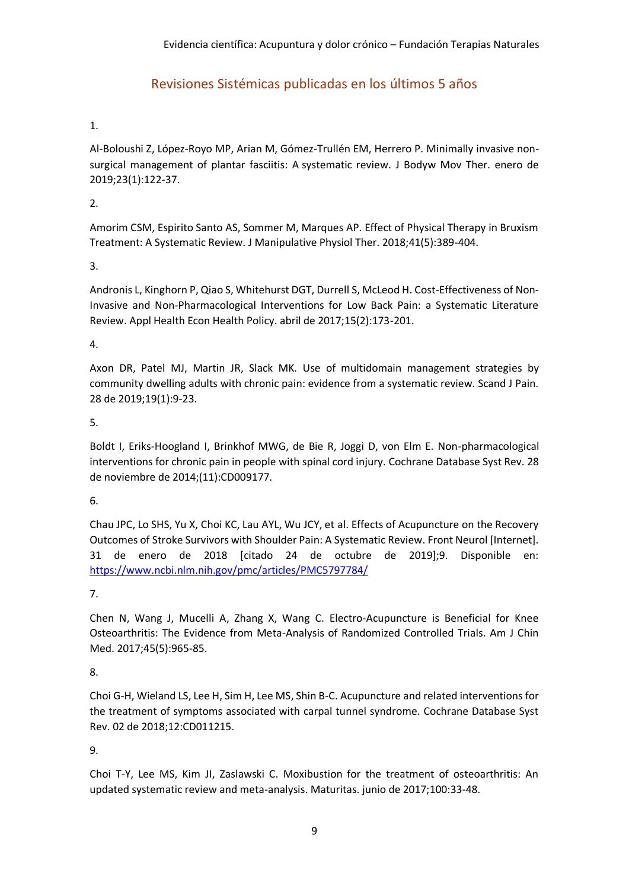## Revisiones Sistémicas publicadas en los últimos 5 años

1.

Al-Boloushi Z, López-Royo MP, Arian M, Gómez-Trullén EM, Herrero P. Minimally invasive non-surgical management of plantar fasciitis: A systematic review. J Bodyw Mov Ther. enero de 2019;23(1):122-37.

2.

Amorim CSM, Espirito Santo AS, Sommer M, Marques AP. Effect of Physical Therapy in Bruxism Treatment: A Systematic Review. J Manipulative Physiol Ther. 2018;41(5):389-404.

3.

Andronis L, Kinghorn P, Qiao S, Whitehurst DGT, Durrell S, McLeod H. Cost-Effectiveness of Non-Invasive and Non-Pharmacological Interventions for Low Back Pain: a Systematic Literature Review. Appl Health Econ Health Policy. abril de 2017;15(2):173-201.

4.

Axon DR, Patel MJ, Martin JR, Slack MK. Use of multidomain management strategies by community dwelling adults with chronic pain: evidence from a systematic review. Scand J Pain. 28 de 2019;19(1):9-23.

5.

Boldt I, Eriks-Hoogland I, Brinkhof MWG, de Bie R, Joggi D, von Elm E. Non-pharmacological interventions for chronic pain in people with spinal cord injury. Cochrane Database Syst Rev. 28 de noviembre de 2014;(11):CD009177.

6.

Chau JPC, Lo SHS, Yu X, Choi KC, Lau AYL, Wu JCY, et al. Effects of Acupuncture on the Recovery Outcomes of Stroke Survivors with Shoulder Pain: A Systematic Review. Front Neurol [Internet]. 31 de enero de 2018 [citado 24 de octubre de 2019];9. Disponible en: https://www.ncbi.nlm.nih.gov/pmc/articles/PMC5797784/

7.

Chen N, Wang J, Mucelli A, Zhang X, Wang C. Electro-Acupuncture is Beneficial for Knee Osteoarthritis: The Evidence from Meta-Analysis of Randomized Controlled Trials. Am J Chin Med. 2017;45(5):965-85.

8.

Choi G-H, Wieland LS, Lee H, Sim H, Lee MS, Shin B-C. Acupuncture and related interventions for the treatment of symptoms associated with carpal tunnel syndrome. Cochrane Database Syst Rev. 02 de 2018;12:CD011215.

9.

Choi T-Y, Lee MS, Kim JI, Zaslawski C. Moxibustion for the treatment of osteoarthritis: An updated systematic review and meta-analysis. Maturitas. junio de 2017;100:33-48.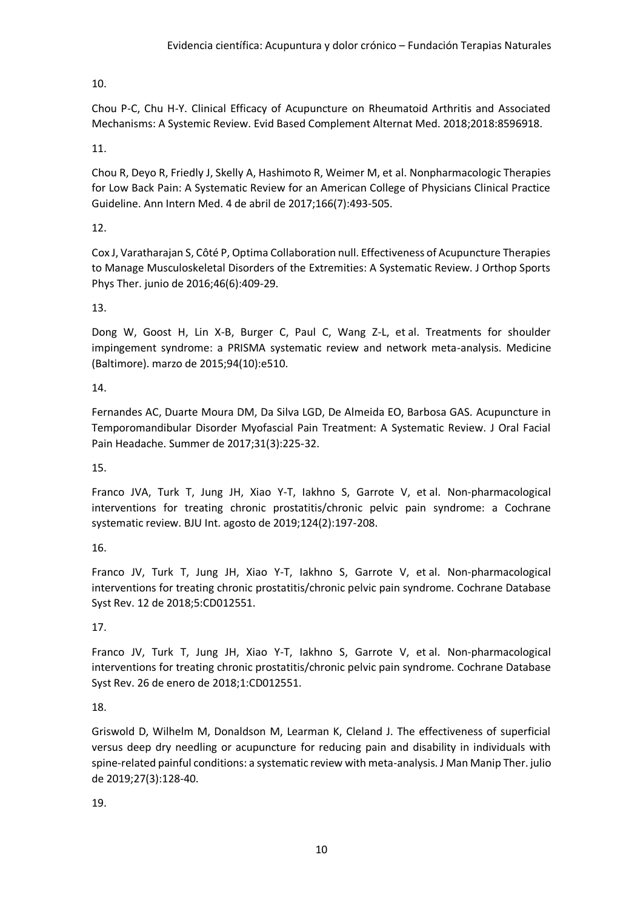10.

Chou P-C, Chu H-Y. Clinical Efficacy of Acupuncture on Rheumatoid Arthritis and Associated Mechanisms: A Systemic Review. Evid Based Complement Alternat Med. 2018;2018:8596918.

11.

Chou R, Deyo R, Friedly J, Skelly A, Hashimoto R, Weimer M, et al. Nonpharmacologic Therapies for Low Back Pain: A Systematic Review for an American College of Physicians Clinical Practice Guideline. Ann Intern Med. 4 de abril de 2017;166(7):493-505.

12.

Cox J, Varatharajan S, Côté P, Optima Collaboration null. Effectiveness of Acupuncture Therapies to Manage Musculoskeletal Disorders of the Extremities: A Systematic Review. J Orthop Sports Phys Ther. junio de 2016;46(6):409-29.

13.

Dong W, Goost H, Lin X-B, Burger C, Paul C, Wang Z-L, et al. Treatments for shoulder impingement syndrome: a PRISMA systematic review and network meta-analysis. Medicine (Baltimore). marzo de 2015;94(10):e510.

14.

Fernandes AC, Duarte Moura DM, Da Silva LGD, De Almeida EO, Barbosa GAS. Acupuncture in Temporomandibular Disorder Myofascial Pain Treatment: A Systematic Review. J Oral Facial Pain Headache. Summer de 2017;31(3):225-32.

15.

Franco JVA, Turk T, Jung JH, Xiao Y-T, Iakhno S, Garrote V, et al. Non-pharmacological interventions for treating chronic prostatitis/chronic pelvic pain syndrome: a Cochrane systematic review. BJU Int. agosto de 2019;124(2):197-208.

16.

Franco JV, Turk T, Jung JH, Xiao Y-T, Iakhno S, Garrote V, et al. Non-pharmacological interventions for treating chronic prostatitis/chronic pelvic pain syndrome. Cochrane Database Syst Rev. 12 de 2018;5:CD012551.

17.

Franco JV, Turk T, Jung JH, Xiao Y-T, Iakhno S, Garrote V, et al. Non-pharmacological interventions for treating chronic prostatitis/chronic pelvic pain syndrome. Cochrane Database Syst Rev. 26 de enero de 2018;1:CD012551.

18.

Griswold D, Wilhelm M, Donaldson M, Learman K, Cleland J. The effectiveness of superficial versus deep dry needling or acupuncture for reducing pain and disability in individuals with spine-related painful conditions: a systematic review with meta-analysis. J Man Manip Ther. julio de 2019;27(3):128-40.

19.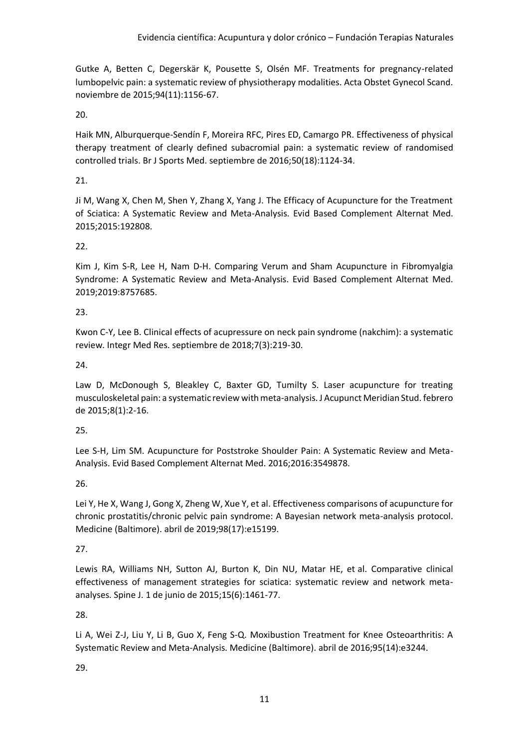Gutke A, Betten C, Degerskär K, Pousette S, Olsén MF. Treatments for pregnancy-related lumbopelvic pain: a systematic review of physiotherapy modalities. Acta Obstet Gynecol Scand. noviembre de 2015;94(11):1156-67.

20.

Haik MN, Alburquerque-Sendín F, Moreira RFC, Pires ED, Camargo PR. Effectiveness of physical therapy treatment of clearly defined subacromial pain: a systematic review of randomised controlled trials. Br J Sports Med. septiembre de 2016;50(18):1124-34.

21.

Ji M, Wang X, Chen M, Shen Y, Zhang X, Yang J. The Efficacy of Acupuncture for the Treatment of Sciatica: A Systematic Review and Meta-Analysis. Evid Based Complement Alternat Med. 2015;2015:192808.

22.

Kim J, Kim S-R, Lee H, Nam D-H. Comparing Verum and Sham Acupuncture in Fibromyalgia Syndrome: A Systematic Review and Meta-Analysis. Evid Based Complement Alternat Med. 2019;2019:8757685.

23.

Kwon C-Y, Lee B. Clinical effects of acupressure on neck pain syndrome (nakchim): a systematic review. Integr Med Res. septiembre de 2018;7(3):219-30.

24.

Law D, McDonough S, Bleakley C, Baxter GD, Tumilty S. Laser acupuncture for treating musculoskeletal pain: a systematic review with meta-analysis. J Acupunct Meridian Stud. febrero de 2015;8(1):2-16.

25.

Lee S-H, Lim SM. Acupuncture for Poststroke Shoulder Pain: A Systematic Review and Meta-Analysis. Evid Based Complement Alternat Med. 2016;2016:3549878.

26.

Lei Y, He X, Wang J, Gong X, Zheng W, Xue Y, et al. Effectiveness comparisons of acupuncture for chronic prostatitis/chronic pelvic pain syndrome: A Bayesian network meta-analysis protocol. Medicine (Baltimore). abril de 2019;98(17):e15199.

27.

Lewis RA, Williams NH, Sutton AJ, Burton K, Din NU, Matar HE, et al. Comparative clinical effectiveness of management strategies for sciatica: systematic review and network meta-analyses. Spine J. 1 de junio de 2015;15(6):1461-77.

28.

Li A, Wei Z-J, Liu Y, Li B, Guo X, Feng S-Q. Moxibustion Treatment for Knee Osteoarthritis: A Systematic Review and Meta-Analysis. Medicine (Baltimore). abril de 2016;95(14):e3244.

29.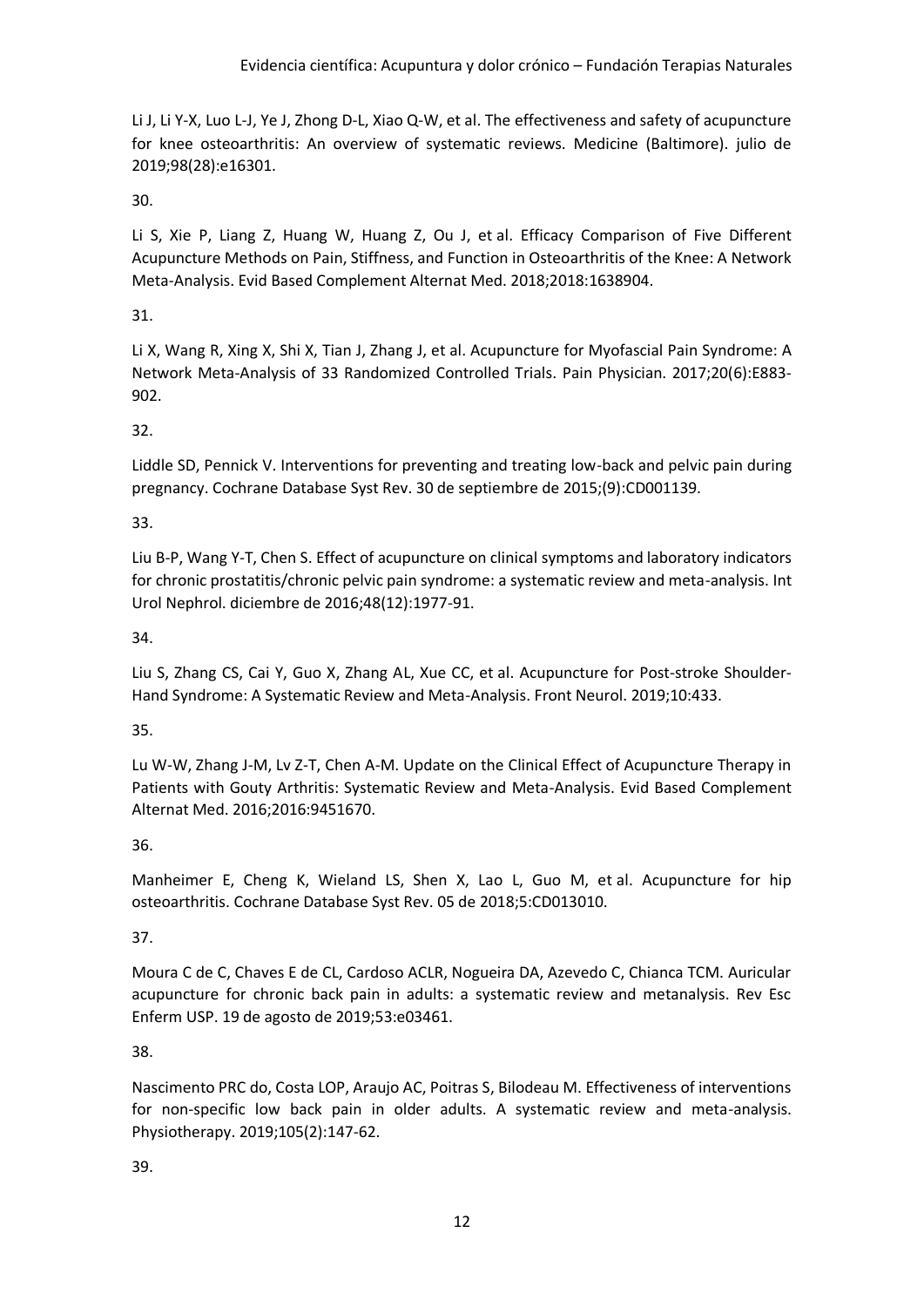Li J, Li Y-X, Luo L-J, Ye J, Zhong D-L, Xiao Q-W, et al. The effectiveness and safety of acupuncture for knee osteoarthritis: An overview of systematic reviews. Medicine (Baltimore). julio de 2019;98(28):e16301.

30.

Li S, Xie P, Liang Z, Huang W, Huang Z, Ou J, et al. Efficacy Comparison of Five Different Acupuncture Methods on Pain, Stiffness, and Function in Osteoarthritis of the Knee: A Network Meta-Analysis. Evid Based Complement Alternat Med. 2018;2018:1638904.

31.

Li X, Wang R, Xing X, Shi X, Tian J, Zhang J, et al. Acupuncture for Myofascial Pain Syndrome: A Network Meta-Analysis of 33 Randomized Controlled Trials. Pain Physician. 2017;20(6):E883-902.

32.

Liddle SD, Pennick V. Interventions for preventing and treating low-back and pelvic pain during pregnancy. Cochrane Database Syst Rev. 30 de septiembre de 2015;(9):CD001139.

33.

Liu B-P, Wang Y-T, Chen S. Effect of acupuncture on clinical symptoms and laboratory indicators for chronic prostatitis/chronic pelvic pain syndrome: a systematic review and meta-analysis. Int Urol Nephrol. diciembre de 2016;48(12):1977-91.

34.

Liu S, Zhang CS, Cai Y, Guo X, Zhang AL, Xue CC, et al. Acupuncture for Post-stroke Shoulder-Hand Syndrome: A Systematic Review and Meta-Analysis. Front Neurol. 2019;10:433.

35.

Lu W-W, Zhang J-M, Lv Z-T, Chen A-M. Update on the Clinical Effect of Acupuncture Therapy in Patients with Gouty Arthritis: Systematic Review and Meta-Analysis. Evid Based Complement Alternat Med. 2016;2016:9451670.

36.

Manheimer E, Cheng K, Wieland LS, Shen X, Lao L, Guo M, et al. Acupuncture for hip osteoarthritis. Cochrane Database Syst Rev. 05 de 2018;5:CD013010.

37.

Moura C de C, Chaves E de CL, Cardoso ACLR, Nogueira DA, Azevedo C, Chianca TCM. Auricular acupuncture for chronic back pain in adults: a systematic review and metanalysis. Rev Esc Enferm USP. 19 de agosto de 2019;53:e03461.

38.

Nascimento PRC do, Costa LOP, Araujo AC, Poitras S, Bilodeau M. Effectiveness of interventions for non-specific low back pain in older adults. A systematic review and meta-analysis. Physiotherapy. 2019;105(2):147-62.

39.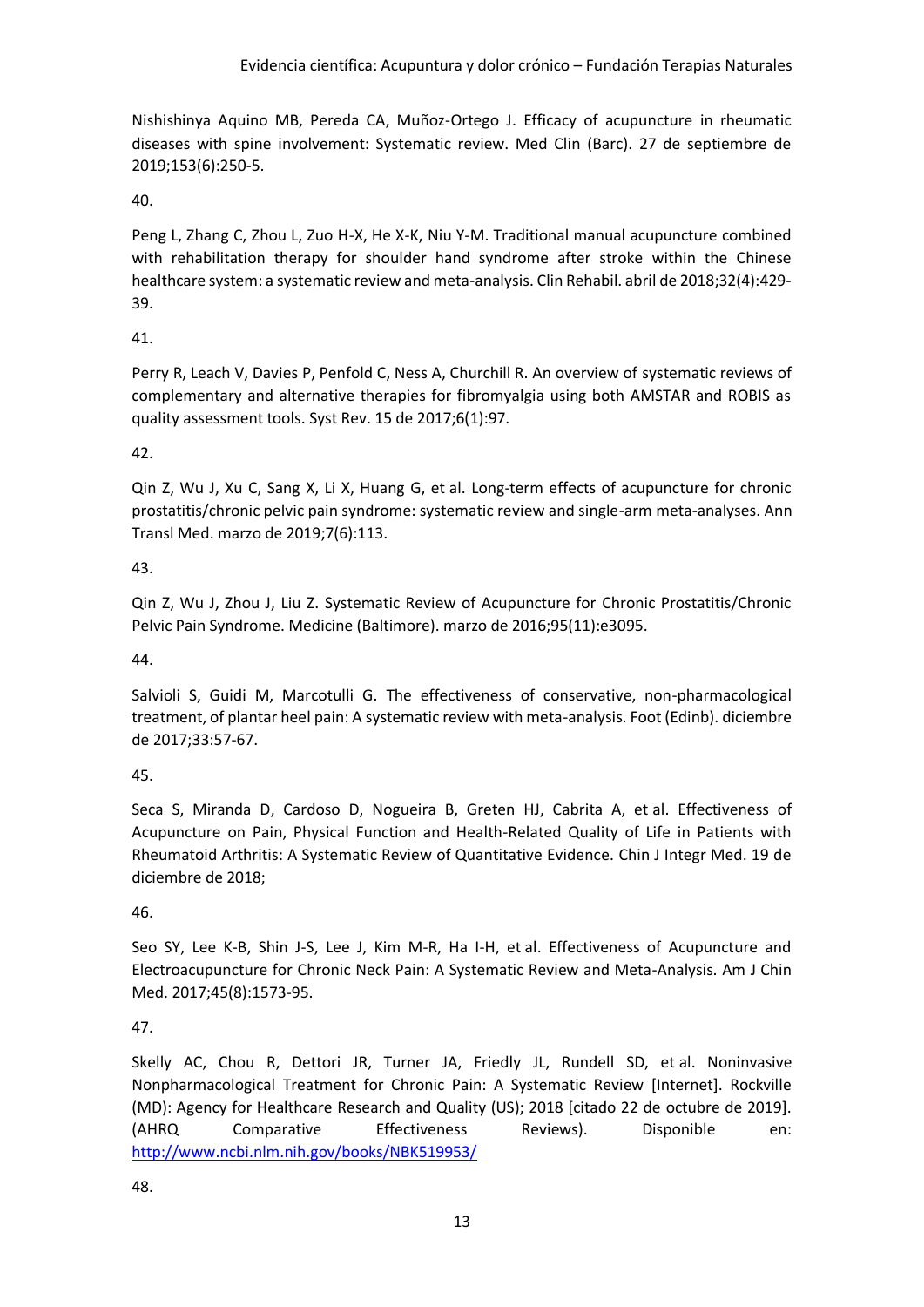Nishishinya Aquino MB, Pereda CA, Muñoz-Ortego J. Efficacy of acupuncture in rheumatic diseases with spine involvement: Systematic review. Med Clin (Barc). 27 de septiembre de 2019;153(6):250-5.

40.

Peng L, Zhang C, Zhou L, Zuo H-X, He X-K, Niu Y-M. Traditional manual acupuncture combined with rehabilitation therapy for shoulder hand syndrome after stroke within the Chinese healthcare system: a systematic review and meta-analysis. Clin Rehabil. abril de 2018;32(4):429-39.

41.

Perry R, Leach V, Davies P, Penfold C, Ness A, Churchill R. An overview of systematic reviews of complementary and alternative therapies for fibromyalgia using both AMSTAR and ROBIS as quality assessment tools. Syst Rev. 15 de 2017;6(1):97.

42.

Qin Z, Wu J, Xu C, Sang X, Li X, Huang G, et al. Long-term effects of acupuncture for chronic prostatitis/chronic pelvic pain syndrome: systematic review and single-arm meta-analyses. Ann Transl Med. marzo de 2019;7(6):113.

43.

Qin Z, Wu J, Zhou J, Liu Z. Systematic Review of Acupuncture for Chronic Prostatitis/Chronic Pelvic Pain Syndrome. Medicine (Baltimore). marzo de 2016;95(11):e3095.

44.

Salvioli S, Guidi M, Marcotulli G. The effectiveness of conservative, non-pharmacological treatment, of plantar heel pain: A systematic review with meta-analysis. Foot (Edinb). diciembre de 2017;33:57-67.

45.

Seca S, Miranda D, Cardoso D, Nogueira B, Greten HJ, Cabrita A, et al. Effectiveness of Acupuncture on Pain, Physical Function and Health-Related Quality of Life in Patients with Rheumatoid Arthritis: A Systematic Review of Quantitative Evidence. Chin J Integr Med. 19 de diciembre de 2018;

46.

Seo SY, Lee K-B, Shin J-S, Lee J, Kim M-R, Ha I-H, et al. Effectiveness of Acupuncture and Electroacupuncture for Chronic Neck Pain: A Systematic Review and Meta-Analysis. Am J Chin Med. 2017;45(8):1573-95.

47.

Skelly AC, Chou R, Dettori JR, Turner JA, Friedly JL, Rundell SD, et al. Noninvasive Nonpharmacological Treatment for Chronic Pain: A Systematic Review [Internet]. Rockville (MD): Agency for Healthcare Research and Quality (US); 2018 [citado 22 de octubre de 2019]. (AHRQ Comparative Effectiveness Reviews). Disponible en: http://www.ncbi.nlm.nih.gov/books/NBK519953/

48.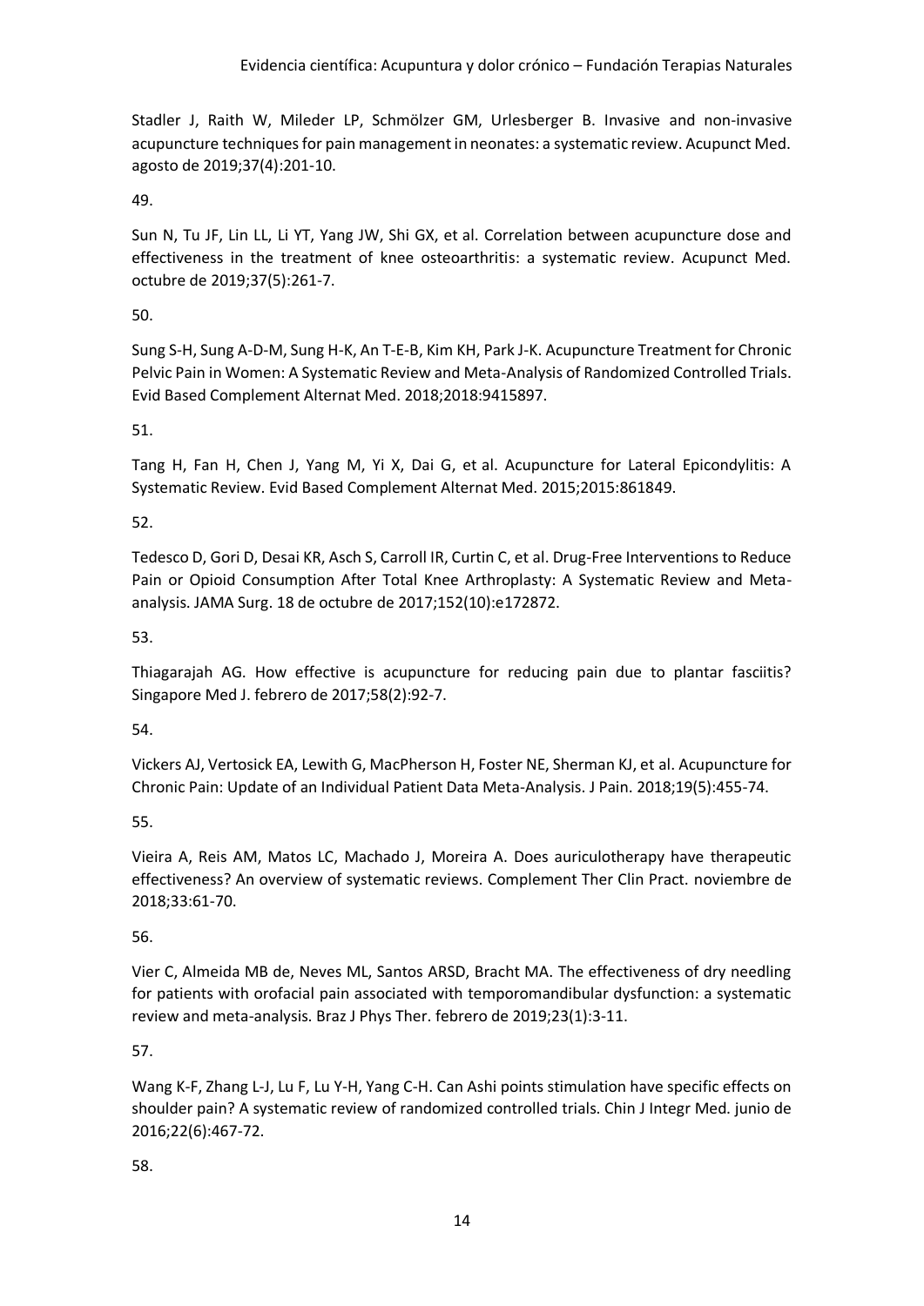Stadler J, Raith W, Mileder LP, Schmölzer GM, Urlesberger B. Invasive and non-invasive acupuncture techniques for pain management in neonates: a systematic review. Acupunct Med. agosto de 2019;37(4):201-10.

49.

Sun N, Tu JF, Lin LL, Li YT, Yang JW, Shi GX, et al. Correlation between acupuncture dose and effectiveness in the treatment of knee osteoarthritis: a systematic review. Acupunct Med. octubre de 2019;37(5):261-7.

50.

Sung S-H, Sung A-D-M, Sung H-K, An T-E-B, Kim KH, Park J-K. Acupuncture Treatment for Chronic Pelvic Pain in Women: A Systematic Review and Meta-Analysis of Randomized Controlled Trials. Evid Based Complement Alternat Med. 2018;2018:9415897.

51.

Tang H, Fan H, Chen J, Yang M, Yi X, Dai G, et al. Acupuncture for Lateral Epicondylitis: A Systematic Review. Evid Based Complement Alternat Med. 2015;2015:861849.

52.

Tedesco D, Gori D, Desai KR, Asch S, Carroll IR, Curtin C, et al. Drug-Free Interventions to Reduce Pain or Opioid Consumption After Total Knee Arthroplasty: A Systematic Review and Meta-analysis. JAMA Surg. 18 de octubre de 2017;152(10):e172872.

53.

Thiagarajah AG. How effective is acupuncture for reducing pain due to plantar fasciitis? Singapore Med J. febrero de 2017;58(2):92-7.

54.

Vickers AJ, Vertosick EA, Lewith G, MacPherson H, Foster NE, Sherman KJ, et al. Acupuncture for Chronic Pain: Update of an Individual Patient Data Meta-Analysis. J Pain. 2018;19(5):455-74.

55.

Vieira A, Reis AM, Matos LC, Machado J, Moreira A. Does auriculotherapy have therapeutic effectiveness? An overview of systematic reviews. Complement Ther Clin Pract. noviembre de 2018;33:61-70.

56.

Vier C, Almeida MB de, Neves ML, Santos ARSD, Bracht MA. The effectiveness of dry needling for patients with orofacial pain associated with temporomandibular dysfunction: a systematic review and meta-analysis. Braz J Phys Ther. febrero de 2019;23(1):3-11.

57.

Wang K-F, Zhang L-J, Lu F, Lu Y-H, Yang C-H. Can Ashi points stimulation have specific effects on shoulder pain? A systematic review of randomized controlled trials. Chin J Integr Med. junio de 2016;22(6):467-72.

58.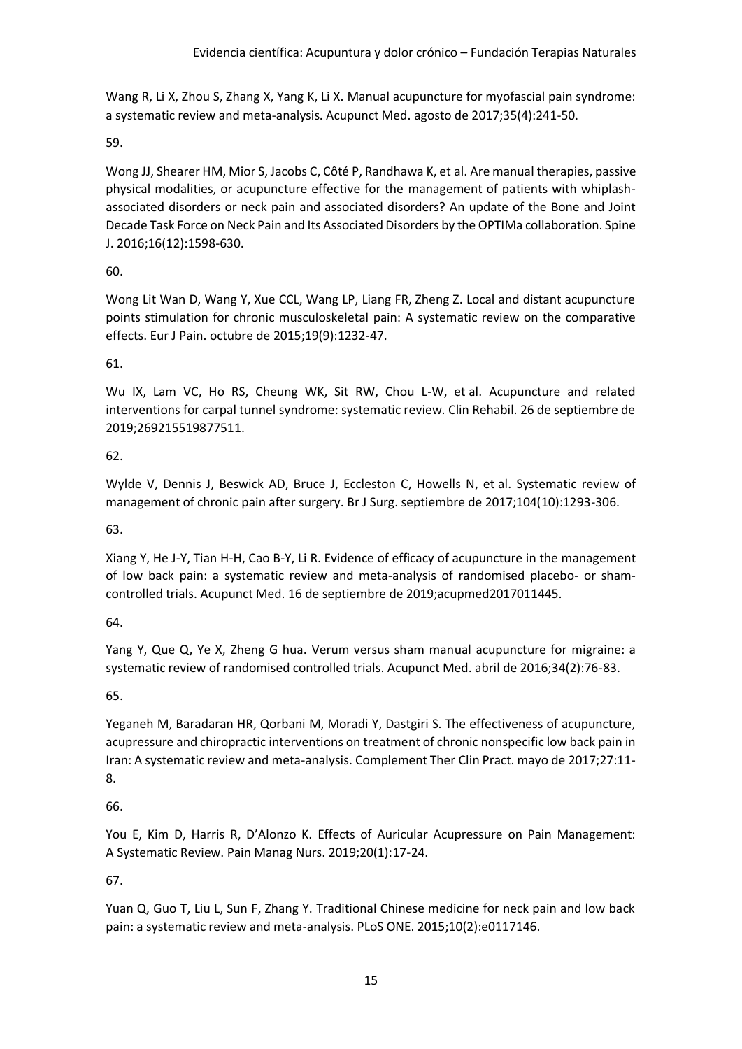Wang R, Li X, Zhou S, Zhang X, Yang K, Li X. Manual acupuncture for myofascial pain syndrome: a systematic review and meta-analysis. Acupunct Med. agosto de 2017;35(4):241-50.

59.

Wong JJ, Shearer HM, Mior S, Jacobs C, Côté P, Randhawa K, et al. Are manual therapies, passive physical modalities, or acupuncture effective for the management of patients with whiplash-associated disorders or neck pain and associated disorders? An update of the Bone and Joint Decade Task Force on Neck Pain and Its Associated Disorders by the OPTIMa collaboration. Spine J. 2016;16(12):1598-630.

60.

Wong Lit Wan D, Wang Y, Xue CCL, Wang LP, Liang FR, Zheng Z. Local and distant acupuncture points stimulation for chronic musculoskeletal pain: A systematic review on the comparative effects. Eur J Pain. octubre de 2015;19(9):1232-47.

61.

Wu IX, Lam VC, Ho RS, Cheung WK, Sit RW, Chou L-W, et al. Acupuncture and related interventions for carpal tunnel syndrome: systematic review. Clin Rehabil. 26 de septiembre de 2019;269215519877511.

62.

Wylde V, Dennis J, Beswick AD, Bruce J, Eccleston C, Howells N, et al. Systematic review of management of chronic pain after surgery. Br J Surg. septiembre de 2017;104(10):1293-306.

63.

Xiang Y, He J-Y, Tian H-H, Cao B-Y, Li R. Evidence of efficacy of acupuncture in the management of low back pain: a systematic review and meta-analysis of randomised placebo- or sham-controlled trials. Acupunct Med. 16 de septiembre de 2019;acupmed2017011445.

64.

Yang Y, Que Q, Ye X, Zheng G hua. Verum versus sham manual acupuncture for migraine: a systematic review of randomised controlled trials. Acupunct Med. abril de 2016;34(2):76-83.

65.

Yeganeh M, Baradaran HR, Qorbani M, Moradi Y, Dastgiri S. The effectiveness of acupuncture, acupressure and chiropractic interventions on treatment of chronic nonspecific low back pain in Iran: A systematic review and meta-analysis. Complement Ther Clin Pract. mayo de 2017;27:11-8.

66.

You E, Kim D, Harris R, D'Alonzo K. Effects of Auricular Acupressure on Pain Management: A Systematic Review. Pain Manag Nurs. 2019;20(1):17-24.

67.

Yuan Q, Guo T, Liu L, Sun F, Zhang Y. Traditional Chinese medicine for neck pain and low back pain: a systematic review and meta-analysis. PLoS ONE. 2015;10(2):e0117146.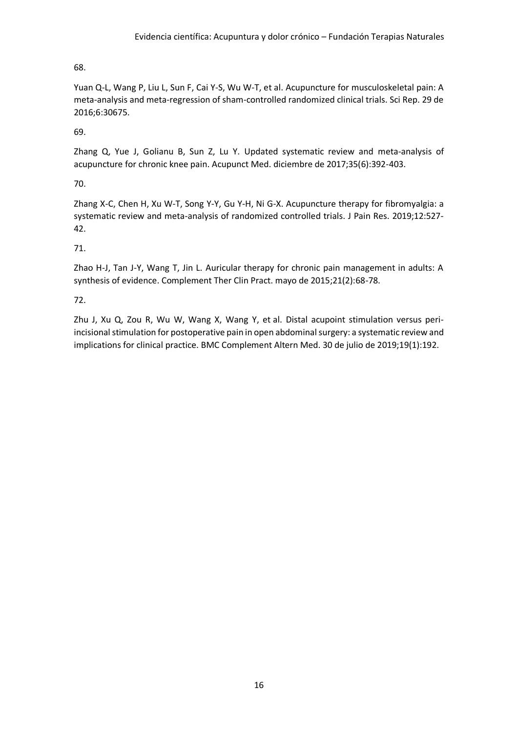68.

Yuan Q-L, Wang P, Liu L, Sun F, Cai Y-S, Wu W-T, et al. Acupuncture for musculoskeletal pain: A meta-analysis and meta-regression of sham-controlled randomized clinical trials. Sci Rep. 29 de 2016;6:30675.

69.

Zhang Q, Yue J, Golianu B, Sun Z, Lu Y. Updated systematic review and meta-analysis of acupuncture for chronic knee pain. Acupunct Med. diciembre de 2017;35(6):392-403.

70.

Zhang X-C, Chen H, Xu W-T, Song Y-Y, Gu Y-H, Ni G-X. Acupuncture therapy for fibromyalgia: a systematic review and meta-analysis of randomized controlled trials. J Pain Res. 2019;12:527-42.

71.

Zhao H-J, Tan J-Y, Wang T, Jin L. Auricular therapy for chronic pain management in adults: A synthesis of evidence. Complement Ther Clin Pract. mayo de 2015;21(2):68-78.

72.

Zhu J, Xu Q, Zou R, Wu W, Wang X, Wang Y, et al. Distal acupoint stimulation versus peri-incisional stimulation for postoperative pain in open abdominal surgery: a systematic review and implications for clinical practice. BMC Complement Altern Med. 30 de julio de 2019;19(1):192.